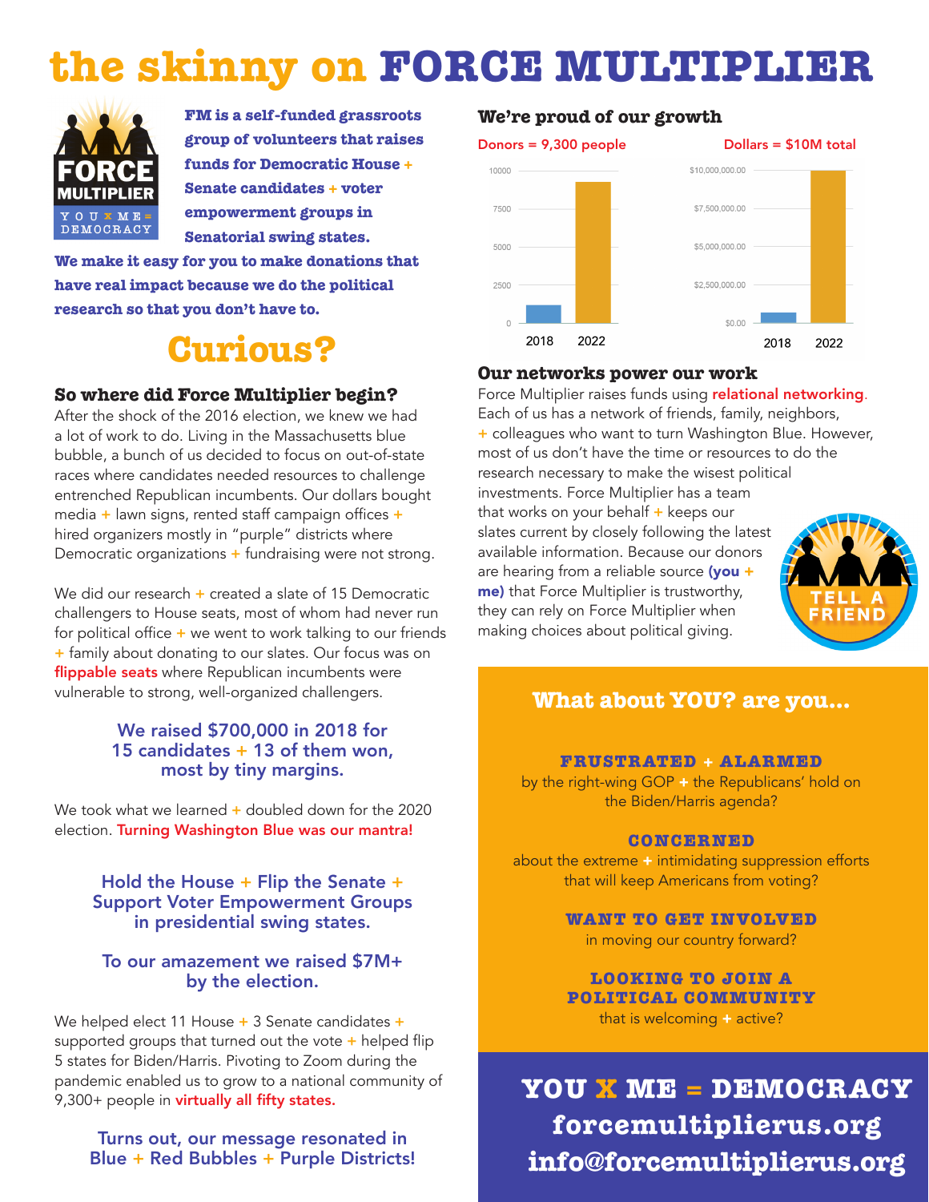# the skinny on FORCE MULTIPLIER

**FM is a self-funded grassroots group of volunteers that raises funds for Democratic House + Senate candidates + voter empowerment groups in Senatorial swing states.**

**We make it easy for you to make donations that have real impact because we do the political research so that you don't have to.**

## Curious?

### So where did Force Multiplier begin?

After the shock of the 2016 election, we knew we had a lot of work to do. Living in the Massachusetts blue bubble, a bunch of us decided to focus on out-of-state races where candidates needed resources to challenge entrenched Republican incumbents. Our dollars bought media + lawn signs, rented staff campaign offices + hired organizers mostly in "purple" districts where Democratic organizations + fundraising were not strong.

We did our research + created a slate of 15 Democratic challengers to House seats, most of whom had never run for political office + we went to work talking to our friends + family about donating to our slates. Our focus was on **flippable seats** where Republican incumbents were vulnerable to strong, well-organized challengers.

**We raised $700,000 in 2018 for 15 candidates + 13 of them won, most by tiny margins.**

We took what we learned + doubled down for the 2020 election. **Turning Washington Blue was our mantra!**

**Hold the House + Flip the Senate + Support Voter Empowerment Groups in presidential swing states.**

**To our amazement we raised $7M+ by the election.**

We helped elect 11 House + 3 Senate candidates + supported groups that turned out the vote + helped flip 5 states for Biden/Harris. Pivoting to Zoom during the pandemic enabled us to grow to a national community of 9,300+ people in **virtually all fifty states.**

**Turns out, our message resonated in Blue + Red Bubbles + Purple Districts!**

### We're proud of our growth

Donors = 9,300 people

Dollars = $10M total

### Our networks power our work

Force Multiplier raises funds using **relational networking**. Each of us has a network of friends, family, neighbors, + colleagues who want to turn Washington Blue. However, most of us don't have the time or resources to do the research necessary to make the wisest political investments. Force Multiplier has a team that works on your behalf + keeps our slates current by closely following the latest available information. Because our donors are hearing from a reliable source **(you + me)** that Force Multiplier is trustworthy, they can rely on Force Multiplier when making choices about political giving.

TELL A FRIEND

## What about YOU? are you...

**FRUSTRATED + ALARMED**
by the right-wing GOP + the Republicans' hold on the Biden/Harris agenda?

**CONCERNED**
about the extreme + intimidating suppression efforts that will keep Americans from voting?

**WANT TO GET INVOLVED**
in moving our country forward?

**LOOKING TO JOIN A POLITICAL COMMUNITY**
that is welcoming + active?

**YOU X ME = DEMOCRACY**
**forcemultiplierus.org**
**info@forcemultiplierus.org**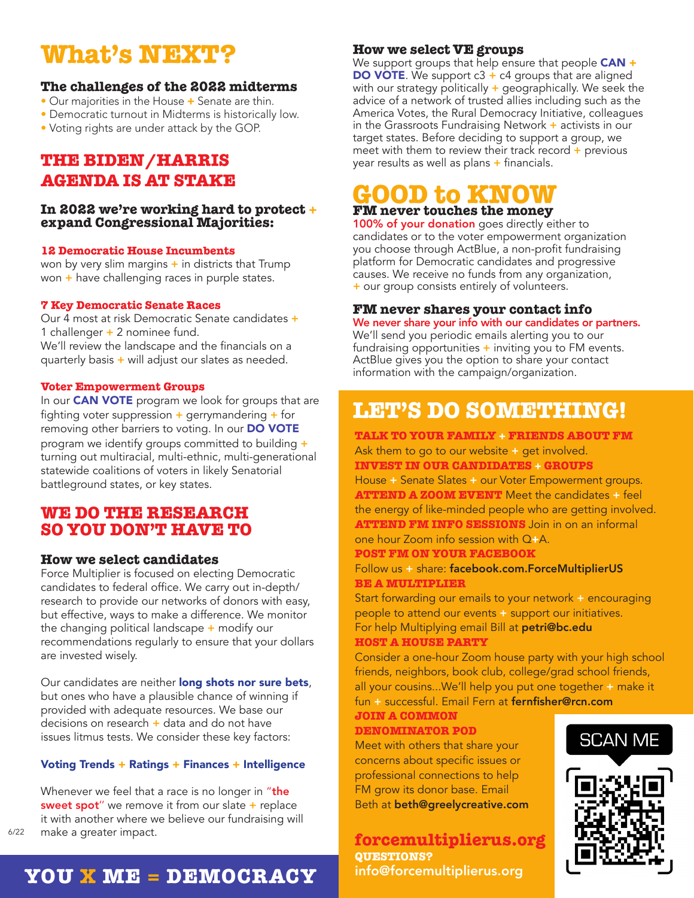# What's NEXT?

### The challenges of the 2022 midterms

- Our majorities in the House + Senate are thin.
- Democratic turnout in Midterms is historically low.
- Voting rights are under attack by the GOP.

## THE BIDEN/HARRIS AGENDA IS AT STAKE

### In 2022 we're working hard to protect + expand Congressional Majorities:

**12 Democratic House Incumbents**

won by very slim margins + in districts that Trump won + have challenging races in purple states.

**7 Key Democratic Senate Races**

Our 4 most at risk Democratic Senate candidates + 1 challenger + 2 nominee fund.
We'll review the landscape and the financials on a quarterly basis + will adjust our slates as needed.

**Voter Empowerment Groups**

In our **CAN VOTE** program we look for groups that are fighting voter suppression + gerrymandering + for removing other barriers to voting. In our **DO VOTE** program we identify groups committed to building + turning out multiracial, multi-ethnic, multi-generational statewide coalitions of voters in likely Senatorial battleground states, or key states.

## WE DO THE RESEARCH SO YOU DON'T HAVE TO

### How we select candidates

Force Multiplier is focused on electing Democratic candidates to federal office. We carry out in-depth/ research to provide our networks of donors with easy, but effective, ways to make a difference. We monitor the changing political landscape + modify our recommendations regularly to ensure that your dollars are invested wisely.

Our candidates are neither **long shots nor sure bets**, but ones who have a plausible chance of winning if provided with adequate resources. We base our decisions on research + data and do not have issues litmus tests. We consider these key factors:

**Voting Trends + Ratings + Finances + Intelligence**

Whenever we feel that a race is no longer in "the sweet spot" we remove it from our slate + replace it with another where we believe our fundraising will make a greater impact.

6/22

### How we select VE groups

We support groups that help ensure that people **CAN + DO VOTE**. We support c3 + c4 groups that are aligned with our strategy politically + geographically. We seek the advice of a network of trusted allies including such as the America Votes, the Rural Democracy Initiative, colleagues in the Grassroots Fundraising Network + activists in our target states. Before deciding to support a group, we meet with them to review their track record + previous year results as well as plans + financials.

## GOOD to KNOW

### FM never touches the money

**100% of your donation** goes directly either to candidates or to the voter empowerment organization you choose through ActBlue, a non-profit fundraising platform for Democratic candidates and progressive causes. We receive no funds from any organization, + our group consists entirely of volunteers.

### FM never shares your contact info

**We never share your info with our candidates or partners.** We'll send you periodic emails alerting you to our fundraising opportunities + inviting you to FM events. ActBlue gives you the option to share your contact information with the campaign/organization.

## LET'S DO SOMETHING!

**TALK TO YOUR FAMILY + FRIENDS ABOUT FM**
Ask them to go to our website + get involved.

**INVEST IN OUR CANDIDATES + GROUPS**
House + Senate Slates + our Voter Empowerment groups.

**ATTEND A ZOOM EVENT** Meet the candidates + feel the energy of like-minded people who are getting involved.

**ATTEND FM INFO SESSIONS** Join in on an informal one hour Zoom info session with Q+A.

**POST FM ON YOUR FACEBOOK**
Follow us + share: **facebook.com.ForceMultiplierUS**

**BE A MULTIPLIER**
Start forwarding our emails to your network + encouraging people to attend our events + support our initiatives. For help Multiplying email Bill at **petri@bc.edu**

**HOST A HOUSE PARTY**
Consider a one-hour Zoom house party with your high school friends, neighbors, book club, college/grad school friends, all your cousins...We'll help you put one together + make it fun + successful. Email Fern at **fernfisher@rcn.com**

**JOIN A COMMON DENOMINATOR POD**
Meet with others that share your concerns about specific issues or professional connections to help FM grow its donor base. Email Beth at **beth@greelycreative.com**

SCAN ME

**forcemultiplierus.org**
**QUESTIONS?**
**info@forcemultiplierus.org**

**YOU X ME = DEMOCRACY**